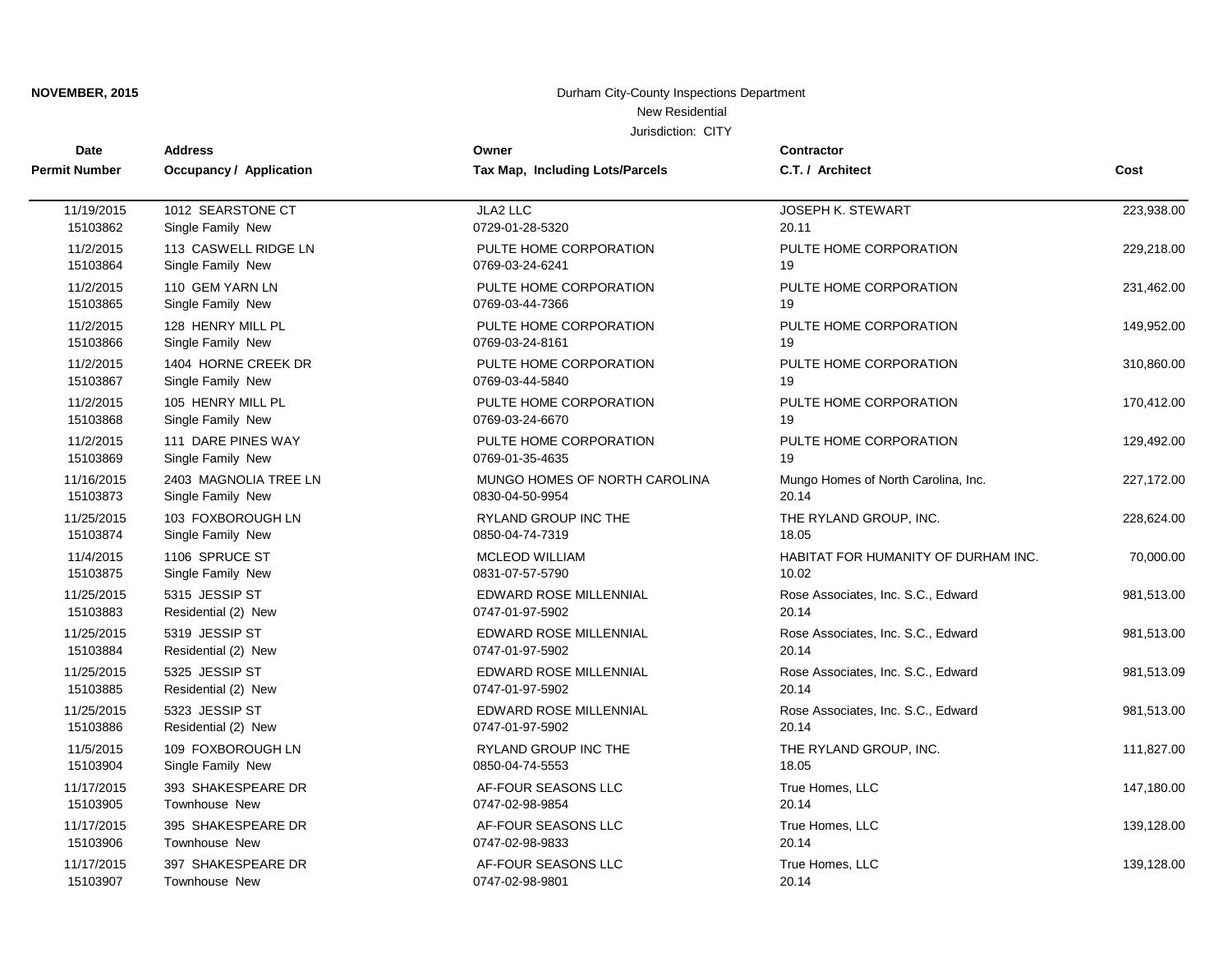**NOVEMBER, 2015**

Durham City-County Inspections Department

New Residential

Jurisdiction: CITY

| Date<br>Permit Number | Address<br>Occupancy / Application | Owner<br>Tax Map, Including Lots/Parcels | Contractor<br>C.T. / Architect | Cost |
|---|---|---|---|---|
| 11/19/2015<br>15103862 | 1012 SEARSTONE CT<br>Single Family New | JLA2 LLC<br>0729-01-28-5320 | JOSEPH K. STEWART<br>20.11 | 223,938.00 |
| 11/2/2015<br>15103864 | 113 CASWELL RIDGE LN<br>Single Family New | PULTE HOME CORPORATION<br>0769-03-24-6241 | PULTE HOME CORPORATION<br>19 | 229,218.00 |
| 11/2/2015<br>15103865 | 110 GEM YARN LN<br>Single Family New | PULTE HOME CORPORATION<br>0769-03-44-7366 | PULTE HOME CORPORATION<br>19 | 231,462.00 |
| 11/2/2015<br>15103866 | 128 HENRY MILL PL<br>Single Family New | PULTE HOME CORPORATION<br>0769-03-24-8161 | PULTE HOME CORPORATION<br>19 | 149,952.00 |
| 11/2/2015<br>15103867 | 1404 HORNE CREEK DR<br>Single Family New | PULTE HOME CORPORATION<br>0769-03-44-5840 | PULTE HOME CORPORATION<br>19 | 310,860.00 |
| 11/2/2015<br>15103868 | 105 HENRY MILL PL<br>Single Family New | PULTE HOME CORPORATION<br>0769-03-24-6670 | PULTE HOME CORPORATION<br>19 | 170,412.00 |
| 11/2/2015<br>15103869 | 111 DARE PINES WAY<br>Single Family New | PULTE HOME CORPORATION<br>0769-01-35-4635 | PULTE HOME CORPORATION<br>19 | 129,492.00 |
| 11/16/2015<br>15103873 | 2403 MAGNOLIA TREE LN<br>Single Family New | MUNGO HOMES OF NORTH CAROLINA<br>0830-04-50-9954 | Mungo Homes of North Carolina, Inc.<br>20.14 | 227,172.00 |
| 11/25/2015<br>15103874 | 103 FOXBOROUGH LN<br>Single Family New | RYLAND GROUP INC THE<br>0850-04-74-7319 | THE RYLAND GROUP, INC.<br>18.05 | 228,624.00 |
| 11/4/2015<br>15103875 | 1106 SPRUCE ST<br>Single Family New | MCLEOD WILLIAM<br>0831-07-57-5790 | HABITAT FOR HUMANITY OF DURHAM INC.<br>10.02 | 70,000.00 |
| 11/25/2015<br>15103883 | 5315 JESSIP ST<br>Residential (2) New | EDWARD ROSE MILLENNIAL<br>0747-01-97-5902 | Rose Associates, Inc. S.C., Edward<br>20.14 | 981,513.00 |
| 11/25/2015<br>15103884 | 5319 JESSIP ST<br>Residential (2) New | EDWARD ROSE MILLENNIAL<br>0747-01-97-5902 | Rose Associates, Inc. S.C., Edward<br>20.14 | 981,513.00 |
| 11/25/2015<br>15103885 | 5325 JESSIP ST<br>Residential (2) New | EDWARD ROSE MILLENNIAL<br>0747-01-97-5902 | Rose Associates, Inc. S.C., Edward<br>20.14 | 981,513.09 |
| 11/25/2015<br>15103886 | 5323 JESSIP ST<br>Residential (2) New | EDWARD ROSE MILLENNIAL<br>0747-01-97-5902 | Rose Associates, Inc. S.C., Edward<br>20.14 | 981,513.00 |
| 11/5/2015<br>15103904 | 109 FOXBOROUGH LN<br>Single Family New | RYLAND GROUP INC THE<br>0850-04-74-5553 | THE RYLAND GROUP, INC.<br>18.05 | 111,827.00 |
| 11/17/2015<br>15103905 | 393 SHAKESPEARE DR<br>Townhouse New | AF-FOUR SEASONS LLC<br>0747-02-98-9854 | True Homes, LLC<br>20.14 | 147,180.00 |
| 11/17/2015<br>15103906 | 395 SHAKESPEARE DR<br>Townhouse New | AF-FOUR SEASONS LLC<br>0747-02-98-9833 | True Homes, LLC<br>20.14 | 139,128.00 |
| 11/17/2015<br>15103907 | 397 SHAKESPEARE DR<br>Townhouse New | AF-FOUR SEASONS LLC<br>0747-02-98-9801 | True Homes, LLC<br>20.14 | 139,128.00 |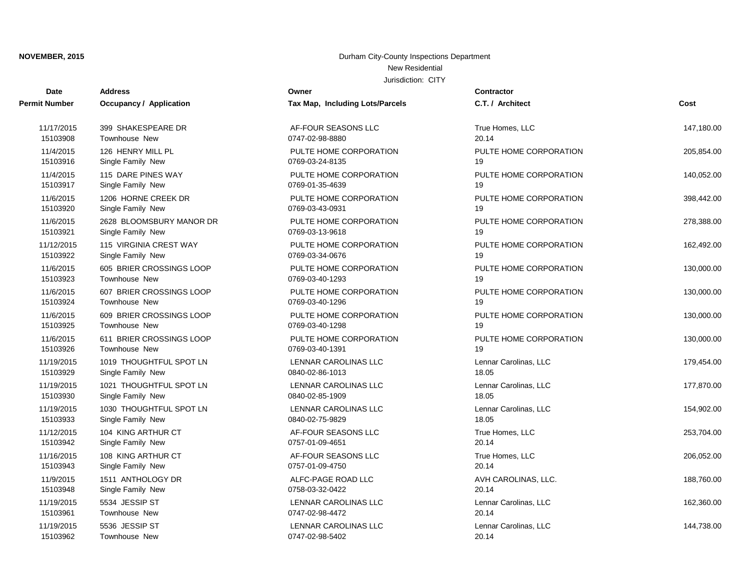**NOVEMBER, 2015**

Durham City-County Inspections Department

New Residential

Jurisdiction: CITY

| Date<br>Permit Number | Address<br>Occupancy / Application | Owner<br>Tax Map, Including Lots/Parcels | Contractor<br>C.T. / Architect | Cost |
|---|---|---|---|---|
| 11/17/2015<br>15103908 | 399 SHAKESPEARE DR<br>Townhouse New | AF-FOUR SEASONS LLC<br>0747-02-98-8880 | True Homes, LLC<br>20.14 | 147,180.00 |
| 11/4/2015<br>15103916 | 126 HENRY MILL PL<br>Single Family New | PULTE HOME CORPORATION<br>0769-03-24-8135 | PULTE HOME CORPORATION<br>19 | 205,854.00 |
| 11/4/2015<br>15103917 | 115 DARE PINES WAY<br>Single Family New | PULTE HOME CORPORATION<br>0769-01-35-4639 | PULTE HOME CORPORATION<br>19 | 140,052.00 |
| 11/6/2015<br>15103920 | 1206 HORNE CREEK DR<br>Single Family New | PULTE HOME CORPORATION<br>0769-03-43-0931 | PULTE HOME CORPORATION<br>19 | 398,442.00 |
| 11/6/2015<br>15103921 | 2628 BLOOMSBURY MANOR DR<br>Single Family New | PULTE HOME CORPORATION<br>0769-03-13-9618 | PULTE HOME CORPORATION<br>19 | 278,388.00 |
| 11/12/2015<br>15103922 | 115 VIRGINIA CREST WAY<br>Single Family New | PULTE HOME CORPORATION<br>0769-03-34-0676 | PULTE HOME CORPORATION<br>19 | 162,492.00 |
| 11/6/2015<br>15103923 | 605 BRIER CROSSINGS LOOP<br>Townhouse New | PULTE HOME CORPORATION<br>0769-03-40-1293 | PULTE HOME CORPORATION<br>19 | 130,000.00 |
| 11/6/2015<br>15103924 | 607 BRIER CROSSINGS LOOP<br>Townhouse New | PULTE HOME CORPORATION<br>0769-03-40-1296 | PULTE HOME CORPORATION<br>19 | 130,000.00 |
| 11/6/2015<br>15103925 | 609 BRIER CROSSINGS LOOP<br>Townhouse New | PULTE HOME CORPORATION<br>0769-03-40-1298 | PULTE HOME CORPORATION<br>19 | 130,000.00 |
| 11/6/2015<br>15103926 | 611 BRIER CROSSINGS LOOP<br>Townhouse New | PULTE HOME CORPORATION<br>0769-03-40-1391 | PULTE HOME CORPORATION<br>19 | 130,000.00 |
| 11/19/2015<br>15103929 | 1019 THOUGHTFUL SPOT LN<br>Single Family New | LENNAR CAROLINAS LLC<br>0840-02-86-1013 | Lennar Carolinas, LLC<br>18.05 | 179,454.00 |
| 11/19/2015<br>15103930 | 1021 THOUGHTFUL SPOT LN<br>Single Family New | LENNAR CAROLINAS LLC<br>0840-02-85-1909 | Lennar Carolinas, LLC<br>18.05 | 177,870.00 |
| 11/19/2015<br>15103933 | 1030 THOUGHTFUL SPOT LN<br>Single Family New | LENNAR CAROLINAS LLC<br>0840-02-75-9829 | Lennar Carolinas, LLC<br>18.05 | 154,902.00 |
| 11/12/2015<br>15103942 | 104 KING ARTHUR CT<br>Single Family New | AF-FOUR SEASONS LLC<br>0757-01-09-4651 | True Homes, LLC<br>20.14 | 253,704.00 |
| 11/16/2015<br>15103943 | 108 KING ARTHUR CT<br>Single Family New | AF-FOUR SEASONS LLC<br>0757-01-09-4750 | True Homes, LLC<br>20.14 | 206,052.00 |
| 11/9/2015<br>15103948 | 1511 ANTHOLOGY DR<br>Single Family New | ALFC-PAGE ROAD LLC<br>0758-03-32-0422 | AVH CAROLINAS, LLC.<br>20.14 | 188,760.00 |
| 11/19/2015<br>15103961 | 5534 JESSIP ST<br>Townhouse New | LENNAR CAROLINAS LLC<br>0747-02-98-4472 | Lennar Carolinas, LLC<br>20.14 | 162,360.00 |
| 11/19/2015<br>15103962 | 5536 JESSIP ST<br>Townhouse New | LENNAR CAROLINAS LLC<br>0747-02-98-5402 | Lennar Carolinas, LLC<br>20.14 | 144,738.00 |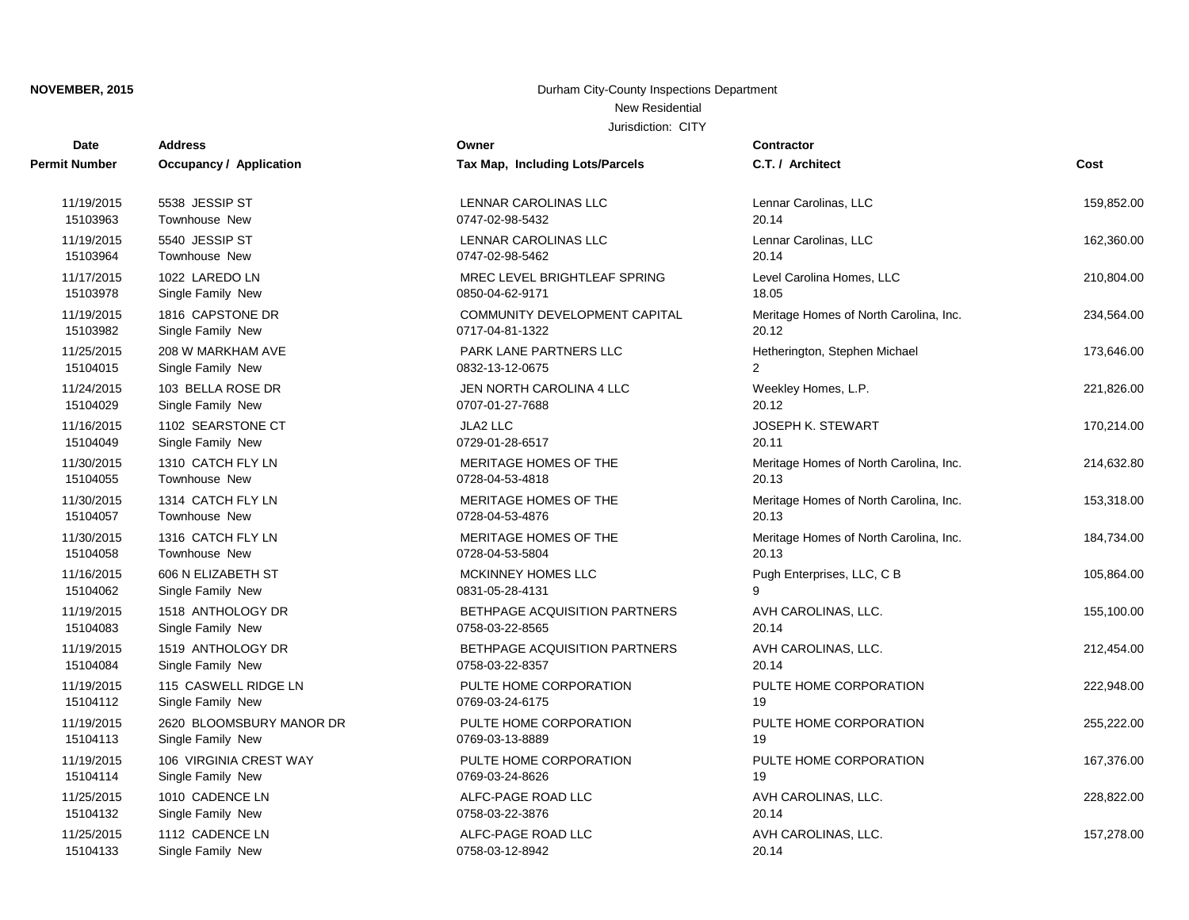**NOVEMBER, 2015**

Durham City-County Inspections Department

New Residential

Jurisdiction: CITY

| Date<br>Permit Number | Address<br>Occupancy / Application | Owner<br>Tax Map, Including Lots/Parcels | Contractor<br>C.T. / Architect | Cost |
|---|---|---|---|---|
| 11/19/2015<br>15103963 | 5538 JESSIP ST<br>Townhouse New | LENNAR CAROLINAS LLC<br>0747-02-98-5432 | Lennar Carolinas, LLC<br>20.14 | 159,852.00 |
| 11/19/2015<br>15103964 | 5540 JESSIP ST<br>Townhouse New | LENNAR CAROLINAS LLC<br>0747-02-98-5462 | Lennar Carolinas, LLC<br>20.14 | 162,360.00 |
| 11/17/2015<br>15103978 | 1022 LAREDO LN<br>Single Family New | MREC LEVEL BRIGHTLEAF SPRING<br>0850-04-62-9171 | Level Carolina Homes, LLC<br>18.05 | 210,804.00 |
| 11/19/2015<br>15103982 | 1816 CAPSTONE DR<br>Single Family New | COMMUNITY DEVELOPMENT CAPITAL<br>0717-04-81-1322 | Meritage Homes of North Carolina, Inc.<br>20.12 | 234,564.00 |
| 11/25/2015<br>15104015 | 208 W MARKHAM AVE<br>Single Family New | PARK LANE PARTNERS LLC<br>0832-13-12-0675 | Hetherington, Stephen Michael<br>2 | 173,646.00 |
| 11/24/2015<br>15104029 | 103 BELLA ROSE DR<br>Single Family New | JEN NORTH CAROLINA 4 LLC<br>0707-01-27-7688 | Weekley Homes, L.P.<br>20.12 | 221,826.00 |
| 11/16/2015<br>15104049 | 1102 SEARSTONE CT<br>Single Family New | JLA2 LLC<br>0729-01-28-6517 | JOSEPH K. STEWART<br>20.11 | 170,214.00 |
| 11/30/2015<br>15104055 | 1310 CATCH FLY LN<br>Townhouse New | MERITAGE HOMES OF THE<br>0728-04-53-4818 | Meritage Homes of North Carolina, Inc.<br>20.13 | 214,632.80 |
| 11/30/2015<br>15104057 | 1314 CATCH FLY LN<br>Townhouse New | MERITAGE HOMES OF THE<br>0728-04-53-4876 | Meritage Homes of North Carolina, Inc.<br>20.13 | 153,318.00 |
| 11/30/2015<br>15104058 | 1316 CATCH FLY LN<br>Townhouse New | MERITAGE HOMES OF THE<br>0728-04-53-5804 | Meritage Homes of North Carolina, Inc.<br>20.13 | 184,734.00 |
| 11/16/2015<br>15104062 | 606 N ELIZABETH ST<br>Single Family New | MCKINNEY HOMES LLC<br>0831-05-28-4131 | Pugh Enterprises, LLC, C B<br>9 | 105,864.00 |
| 11/19/2015<br>15104083 | 1518 ANTHOLOGY DR<br>Single Family New | BETHPAGE ACQUISITION PARTNERS<br>0758-03-22-8565 | AVH CAROLINAS, LLC.<br>20.14 | 155,100.00 |
| 11/19/2015<br>15104084 | 1519 ANTHOLOGY DR<br>Single Family New | BETHPAGE ACQUISITION PARTNERS<br>0758-03-22-8357 | AVH CAROLINAS, LLC.<br>20.14 | 212,454.00 |
| 11/19/2015<br>15104112 | 115 CASWELL RIDGE LN<br>Single Family New | PULTE HOME CORPORATION<br>0769-03-24-6175 | PULTE HOME CORPORATION<br>19 | 222,948.00 |
| 11/19/2015<br>15104113 | 2620 BLOOMSBURY MANOR DR<br>Single Family New | PULTE HOME CORPORATION<br>0769-03-13-8889 | PULTE HOME CORPORATION<br>19 | 255,222.00 |
| 11/19/2015<br>15104114 | 106 VIRGINIA CREST WAY<br>Single Family New | PULTE HOME CORPORATION<br>0769-03-24-8626 | PULTE HOME CORPORATION<br>19 | 167,376.00 |
| 11/25/2015<br>15104132 | 1010 CADENCE LN<br>Single Family New | ALFC-PAGE ROAD LLC<br>0758-03-22-3876 | AVH CAROLINAS, LLC.<br>20.14 | 228,822.00 |
| 11/25/2015<br>15104133 | 1112 CADENCE LN<br>Single Family New | ALFC-PAGE ROAD LLC<br>0758-03-12-8942 | AVH CAROLINAS, LLC.<br>20.14 | 157,278.00 |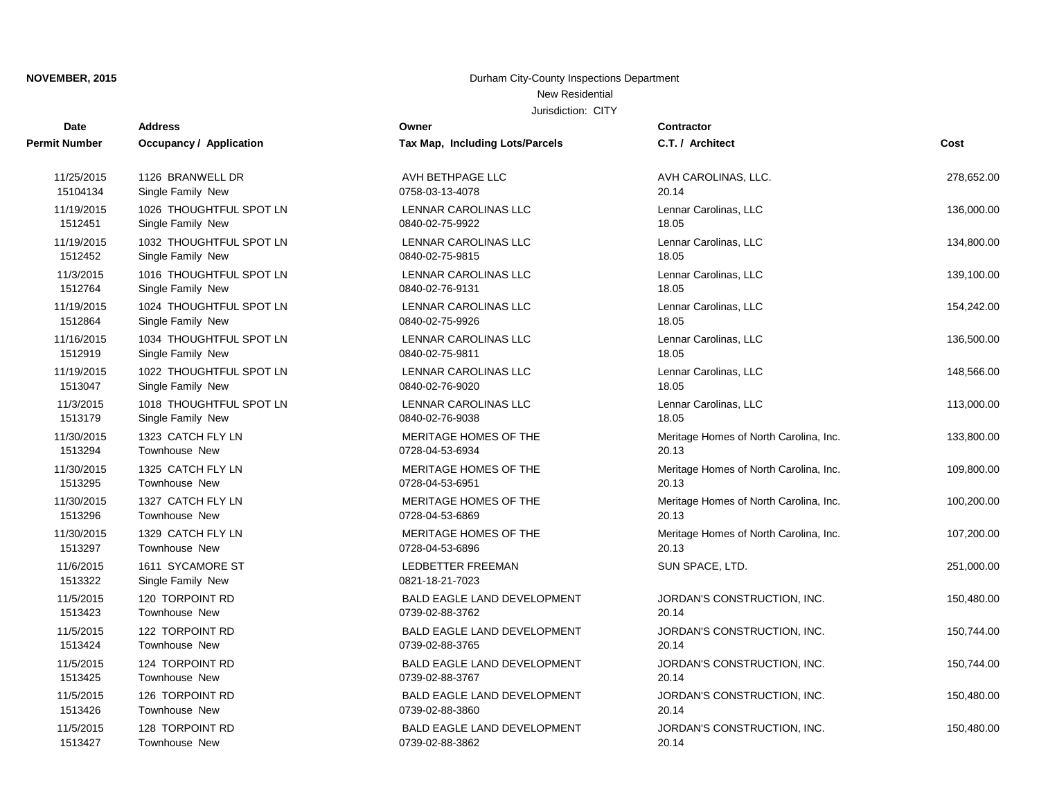**NOVEMBER, 2015**

Durham City-County Inspections Department

New Residential

Jurisdiction: CITY

| Date<br>Permit Number | Address<br>Occupancy / Application | Owner<br>Tax Map, Including Lots/Parcels | Contractor<br>C.T. / Architect | Cost |
|---|---|---|---|---|
| 11/25/2015<br>15104134 | 1126 BRANWELL DR<br>Single Family New | AVH BETHPAGE LLC<br>0758-03-13-4078 | AVH CAROLINAS, LLC.<br>20.14 | 278,652.00 |
| 11/19/2015<br>1512451 | 1026 THOUGHTFUL SPOT LN<br>Single Family New | LENNAR CAROLINAS LLC<br>0840-02-75-9922 | Lennar Carolinas, LLC<br>18.05 | 136,000.00 |
| 11/19/2015<br>1512452 | 1032 THOUGHTFUL SPOT LN<br>Single Family New | LENNAR CAROLINAS LLC<br>0840-02-75-9815 | Lennar Carolinas, LLC<br>18.05 | 134,800.00 |
| 11/3/2015<br>1512764 | 1016 THOUGHTFUL SPOT LN<br>Single Family New | LENNAR CAROLINAS LLC<br>0840-02-76-9131 | Lennar Carolinas, LLC<br>18.05 | 139,100.00 |
| 11/19/2015<br>1512864 | 1024 THOUGHTFUL SPOT LN<br>Single Family New | LENNAR CAROLINAS LLC<br>0840-02-75-9926 | Lennar Carolinas, LLC<br>18.05 | 154,242.00 |
| 11/16/2015<br>1512919 | 1034 THOUGHTFUL SPOT LN<br>Single Family New | LENNAR CAROLINAS LLC<br>0840-02-75-9811 | Lennar Carolinas, LLC<br>18.05 | 136,500.00 |
| 11/19/2015<br>1513047 | 1022 THOUGHTFUL SPOT LN<br>Single Family New | LENNAR CAROLINAS LLC<br>0840-02-76-9020 | Lennar Carolinas, LLC<br>18.05 | 148,566.00 |
| 11/3/2015<br>1513179 | 1018 THOUGHTFUL SPOT LN<br>Single Family New | LENNAR CAROLINAS LLC<br>0840-02-76-9038 | Lennar Carolinas, LLC<br>18.05 | 113,000.00 |
| 11/30/2015<br>1513294 | 1323 CATCH FLY LN<br>Townhouse New | MERITAGE HOMES OF THE<br>0728-04-53-6934 | Meritage Homes of North Carolina, Inc.<br>20.13 | 133,800.00 |
| 11/30/2015<br>1513295 | 1325 CATCH FLY LN<br>Townhouse New | MERITAGE HOMES OF THE<br>0728-04-53-6951 | Meritage Homes of North Carolina, Inc.<br>20.13 | 109,800.00 |
| 11/30/2015<br>1513296 | 1327 CATCH FLY LN<br>Townhouse New | MERITAGE HOMES OF THE<br>0728-04-53-6869 | Meritage Homes of North Carolina, Inc.<br>20.13 | 100,200.00 |
| 11/30/2015<br>1513297 | 1329 CATCH FLY LN<br>Townhouse New | MERITAGE HOMES OF THE<br>0728-04-53-6896 | Meritage Homes of North Carolina, Inc.<br>20.13 | 107,200.00 |
| 11/6/2015<br>1513322 | 1611 SYCAMORE ST<br>Single Family New | LEDBETTER FREEMAN<br>0821-18-21-7023 | SUN SPACE, LTD. | 251,000.00 |
| 11/5/2015<br>1513423 | 120 TORPOINT RD<br>Townhouse New | BALD EAGLE LAND DEVELOPMENT<br>0739-02-88-3762 | JORDAN'S CONSTRUCTION, INC.<br>20.14 | 150,480.00 |
| 11/5/2015<br>1513424 | 122 TORPOINT RD<br>Townhouse New | BALD EAGLE LAND DEVELOPMENT<br>0739-02-88-3765 | JORDAN'S CONSTRUCTION, INC.<br>20.14 | 150,744.00 |
| 11/5/2015<br>1513425 | 124 TORPOINT RD<br>Townhouse New | BALD EAGLE LAND DEVELOPMENT<br>0739-02-88-3767 | JORDAN'S CONSTRUCTION, INC.<br>20.14 | 150,744.00 |
| 11/5/2015<br>1513426 | 126 TORPOINT RD<br>Townhouse New | BALD EAGLE LAND DEVELOPMENT<br>0739-02-88-3860 | JORDAN'S CONSTRUCTION, INC.<br>20.14 | 150,480.00 |
| 11/5/2015<br>1513427 | 128 TORPOINT RD<br>Townhouse New | BALD EAGLE LAND DEVELOPMENT<br>0739-02-88-3862 | JORDAN'S CONSTRUCTION, INC.<br>20.14 | 150,480.00 |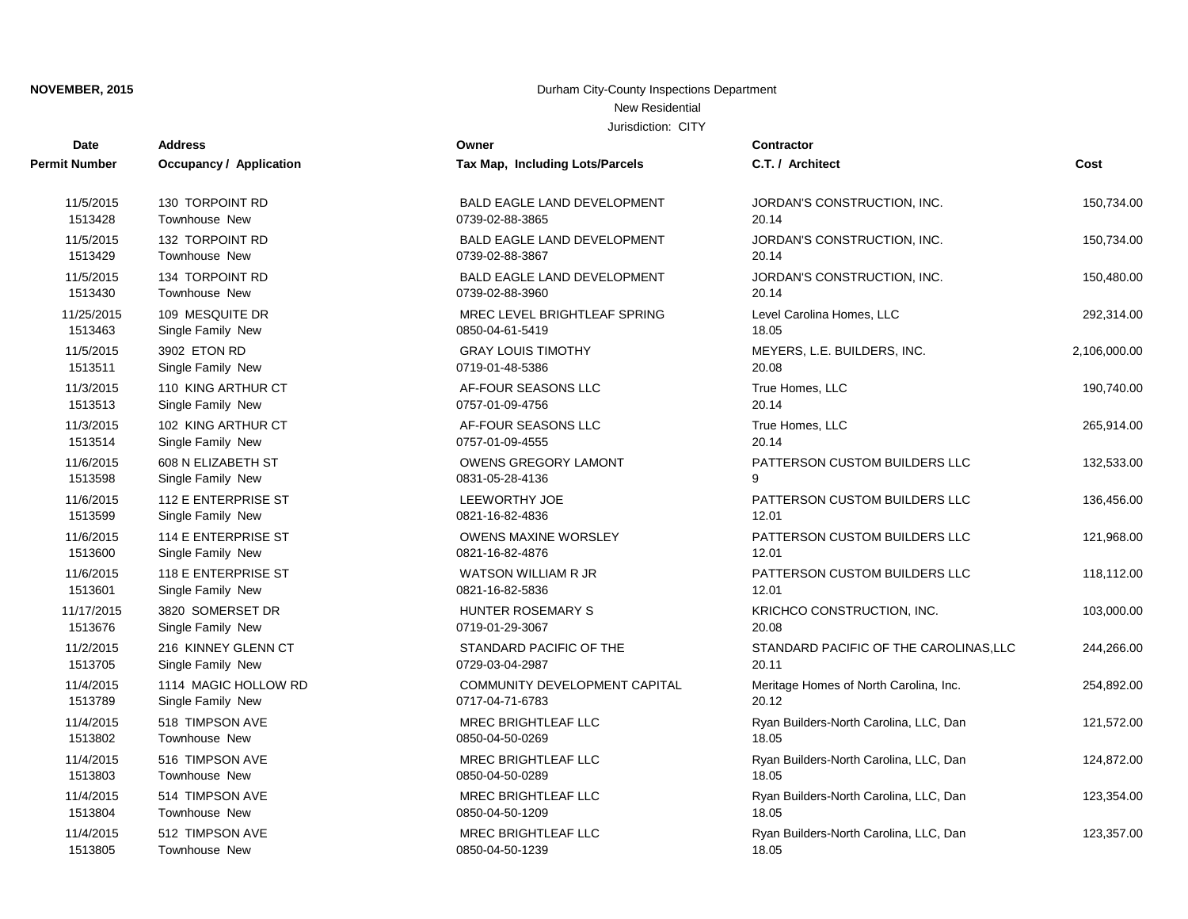**NOVEMBER, 2015**

Durham City-County Inspections Department

New Residential

Jurisdiction: CITY

| Date / Permit Number | Address / Occupancy / Application | Owner / Tax Map, Including Lots/Parcels | Contractor / C.T. / Architect | Cost |
|---|---|---|---|---|
| 11/5/2015<br>1513428 | 130 TORPOINT RD<br>Townhouse New | BALD EAGLE LAND DEVELOPMENT<br>0739-02-88-3865 | JORDAN'S CONSTRUCTION, INC.<br>20.14 | 150,734.00 |
| 11/5/2015<br>1513429 | 132 TORPOINT RD<br>Townhouse New | BALD EAGLE LAND DEVELOPMENT<br>0739-02-88-3867 | JORDAN'S CONSTRUCTION, INC.<br>20.14 | 150,734.00 |
| 11/5/2015<br>1513430 | 134 TORPOINT RD<br>Townhouse New | BALD EAGLE LAND DEVELOPMENT<br>0739-02-88-3960 | JORDAN'S CONSTRUCTION, INC.<br>20.14 | 150,480.00 |
| 11/25/2015<br>1513463 | 109 MESQUITE DR<br>Single Family New | MREC LEVEL BRIGHTLEAF SPRING<br>0850-04-61-5419 | Level Carolina Homes, LLC<br>18.05 | 292,314.00 |
| 11/5/2015<br>1513511 | 3902 ETON RD<br>Single Family New | GRAY LOUIS TIMOTHY<br>0719-01-48-5386 | MEYERS, L.E. BUILDERS, INC.<br>20.08 | 2,106,000.00 |
| 11/3/2015<br>1513513 | 110 KING ARTHUR CT<br>Single Family New | AF-FOUR SEASONS LLC<br>0757-01-09-4756 | True Homes, LLC<br>20.14 | 190,740.00 |
| 11/3/2015<br>1513514 | 102 KING ARTHUR CT<br>Single Family New | AF-FOUR SEASONS LLC<br>0757-01-09-4555 | True Homes, LLC<br>20.14 | 265,914.00 |
| 11/6/2015<br>1513598 | 608 N ELIZABETH ST<br>Single Family New | OWENS GREGORY LAMONT<br>0831-05-28-4136 | PATTERSON CUSTOM BUILDERS LLC<br>9 | 132,533.00 |
| 11/6/2015<br>1513599 | 112 E ENTERPRISE ST<br>Single Family New | LEEWORTHY JOE<br>0821-16-82-4836 | PATTERSON CUSTOM BUILDERS LLC<br>12.01 | 136,456.00 |
| 11/6/2015<br>1513600 | 114 E ENTERPRISE ST<br>Single Family New | OWENS MAXINE WORSLEY<br>0821-16-82-4876 | PATTERSON CUSTOM BUILDERS LLC<br>12.01 | 121,968.00 |
| 11/6/2015<br>1513601 | 118 E ENTERPRISE ST<br>Single Family New | WATSON WILLIAM R JR<br>0821-16-82-5836 | PATTERSON CUSTOM BUILDERS LLC<br>12.01 | 118,112.00 |
| 11/17/2015<br>1513676 | 3820 SOMERSET DR<br>Single Family New | HUNTER ROSEMARY S<br>0719-01-29-3067 | KRICHCO CONSTRUCTION, INC.<br>20.08 | 103,000.00 |
| 11/2/2015<br>1513705 | 216 KINNEY GLENN CT<br>Single Family New | STANDARD PACIFIC OF THE<br>0729-03-04-2987 | STANDARD PACIFIC OF THE CAROLINAS,LLC<br>20.11 | 244,266.00 |
| 11/4/2015<br>1513789 | 1114 MAGIC HOLLOW RD<br>Single Family New | COMMUNITY DEVELOPMENT CAPITAL<br>0717-04-71-6783 | Meritage Homes of North Carolina, Inc.<br>20.12 | 254,892.00 |
| 11/4/2015<br>1513802 | 518 TIMPSON AVE<br>Townhouse New | MREC BRIGHTLEAF LLC<br>0850-04-50-0269 | Ryan Builders-North Carolina, LLC, Dan<br>18.05 | 121,572.00 |
| 11/4/2015<br>1513803 | 516 TIMPSON AVE<br>Townhouse New | MREC BRIGHTLEAF LLC<br>0850-04-50-0289 | Ryan Builders-North Carolina, LLC, Dan<br>18.05 | 124,872.00 |
| 11/4/2015<br>1513804 | 514 TIMPSON AVE<br>Townhouse New | MREC BRIGHTLEAF LLC<br>0850-04-50-1209 | Ryan Builders-North Carolina, LLC, Dan<br>18.05 | 123,354.00 |
| 11/4/2015<br>1513805 | 512 TIMPSON AVE<br>Townhouse New | MREC BRIGHTLEAF LLC<br>0850-04-50-1239 | Ryan Builders-North Carolina, LLC, Dan<br>18.05 | 123,357.00 |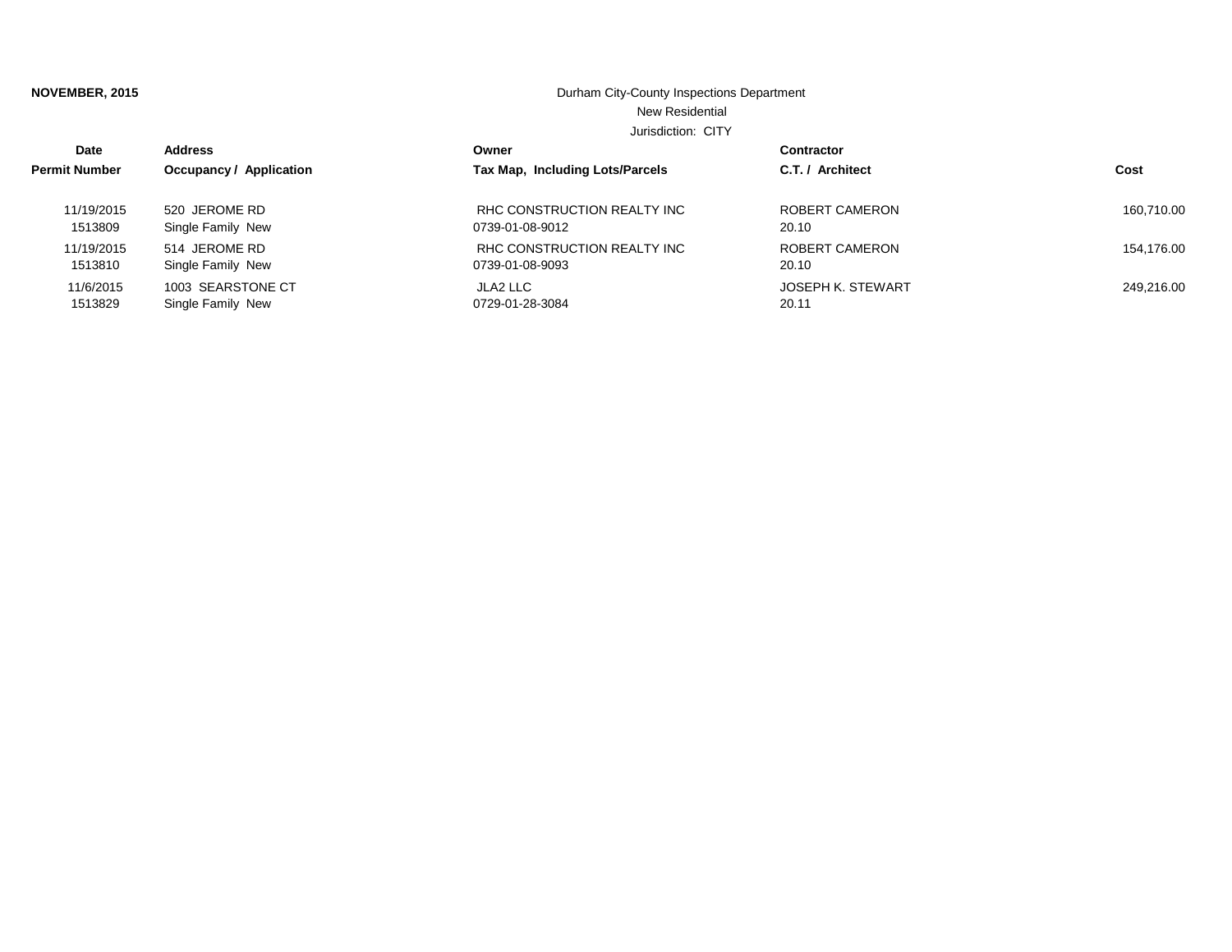**NOVEMBER, 2015**

Durham City-County Inspections Department

New Residential

Jurisdiction: CITY

| Date<br>Permit Number | Address<br>Occupancy / Application | Owner<br>Tax Map, Including Lots/Parcels | Contractor<br>C.T. / Architect | Cost |
|---|---|---|---|---|
| 11/19/2015<br>1513809 | 520 JEROME RD<br>Single Family New | RHC CONSTRUCTION REALTY INC<br>0739-01-08-9012 | ROBERT CAMERON<br>20.10 | 160,710.00 |
| 11/19/2015<br>1513810 | 514 JEROME RD<br>Single Family New | RHC CONSTRUCTION REALTY INC<br>0739-01-08-9093 | ROBERT CAMERON<br>20.10 | 154,176.00 |
| 11/6/2015<br>1513829 | 1003 SEARSTONE CT<br>Single Family New | JLA2 LLC<br>0729-01-28-3084 | JOSEPH K. STEWART<br>20.11 | 249,216.00 |